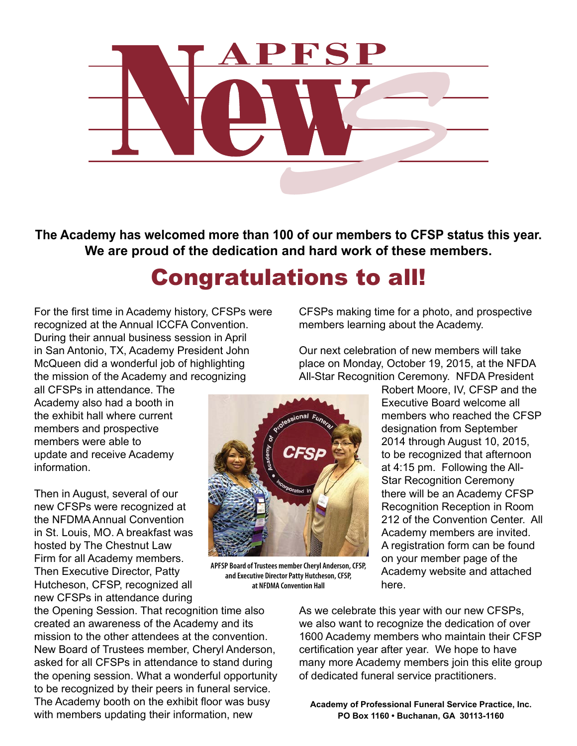# APFSP News

**The Academy has welcomed more than 100 of our members to CFSP status this year. We are proud of the dedication and hard work of these members.**

## Congratulations to all!

For the first time in Academy history, CFSPs were recognized at the Annual ICCFA Convention. During their annual business session in April in San Antonio, TX, Academy President John McQueen did a wonderful job of highlighting the mission of the Academy and recognizing all CFSPs in attendance. The Academy also had a booth in the exhibit hall where current members and prospective members were able to update and receive Academy information.

Then in August, several of our new CFSPs were recognized at the NFDMA Annual Convention in St. Louis, MO. A breakfast was hosted by The Chestnut Law Firm for all Academy members. Then Executive Director, Patty Hutcheson, CFSP, recognized all new CFSPs in attendance during the Opening Session. That recognition time also created an awareness of the Academy and its mission to the other attendees at the convention. New Board of Trustees member, Cheryl Anderson, asked for all CFSPs in attendance to stand during the opening session. What a wonderful opportunity to be recognized by their peers in funeral service. The Academy booth on the exhibit floor was busy with members updating their information, new CFSPs making time for a photo, and prospective members learning about the Academy.

APFSP Board of Trustees member Cheryl Anderson, CFSP, and Executive Director Patty Hutcheson, CFSP, at NFDMA Convention Hall

Our next celebration of new members will take place on Monday, October 19, 2015, at the NFDA All-Star Recognition Ceremony. NFDA President Robert Moore, IV, CFSP and the Executive Board welcome all members who reached the CFSP designation from September 2014 through August 10, 2015, to be recognized that afternoon at 4:15 pm. Following the All-Star Recognition Ceremony there will be an Academy CFSP Recognition Reception in Room 212 of the Convention Center. All Academy members are invited. A registration form can be found on your member page of the Academy website and attached here.

As we celebrate this year with our new CFSPs, we also want to recognize the dedication of over 1600 Academy members who maintain their CFSP certification year after year. We hope to have many more Academy members join this elite group of dedicated funeral service practitioners.

**Academy of Professional Funeral Service Practice, Inc.**
**PO Box 1160 • Buchanan, GA 30113-1160**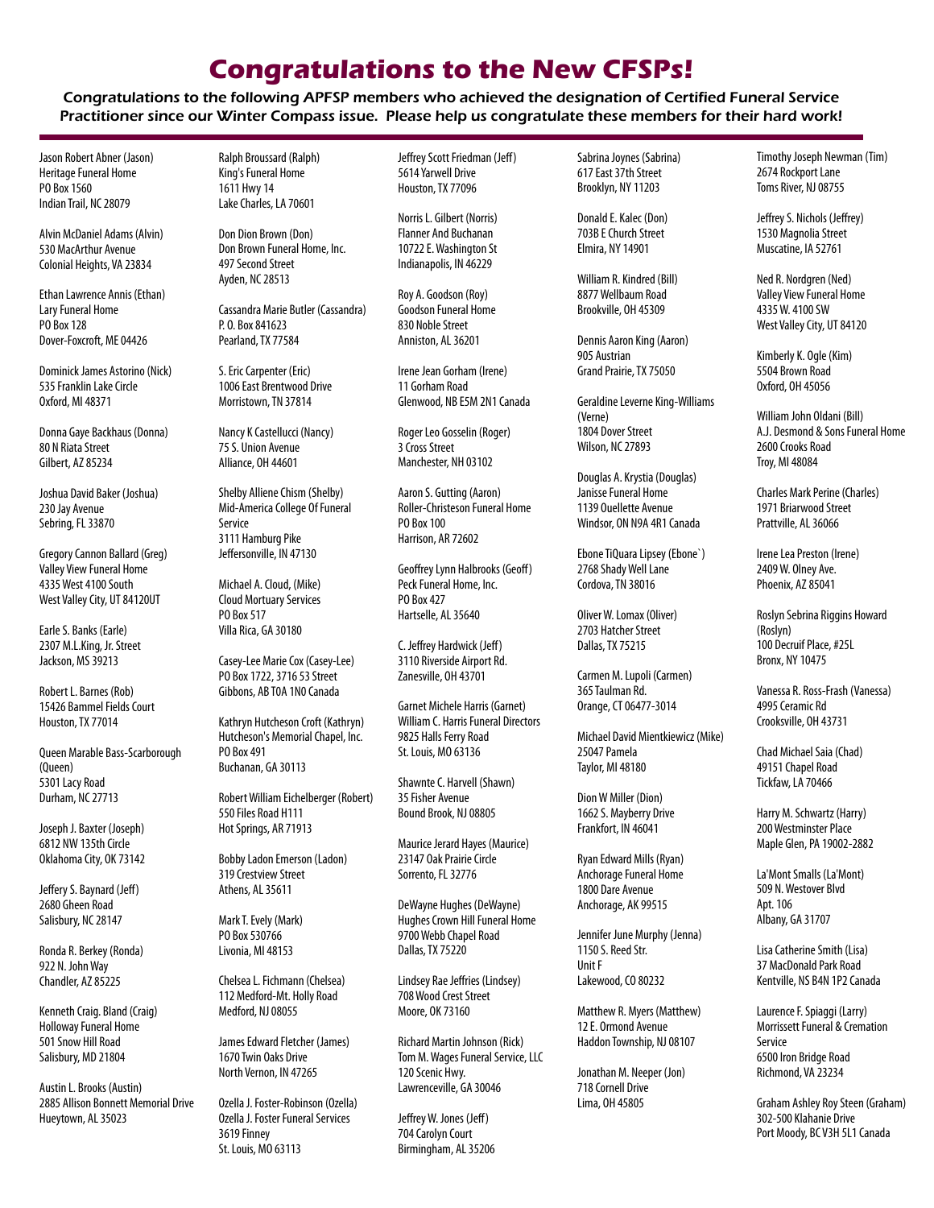# Congratulations to the New CFSPs!

**Congratulations to the following APFSP members who achieved the designation of Certified Funeral Service Practitioner since our Winter Compass issue. Please help us congratulate these members for their hard work!**

Jason Robert Abner (Jason)
Heritage Funeral Home
PO Box 1560
Indian Trail, NC 28079

Alvin McDaniel Adams (Alvin)
530 MacArthur Avenue
Colonial Heights, VA 23834

Ethan Lawrence Annis (Ethan)
Lary Funeral Home
PO Box 128
Dover-Foxcroft, ME 04426

Dominick James Astorino (Nick)
535 Franklin Lake Circle
Oxford, MI 48371

Donna Gaye Backhaus (Donna)
80 N Riata Street
Gilbert, AZ 85234

Joshua David Baker (Joshua)
230 Jay Avenue
Sebring, FL 33870

Gregory Cannon Ballard (Greg)
Valley View Funeral Home
4335 West 4100 South
West Valley City, UT 84120UT

Earle S. Banks (Earle)
2307 M.L.King, Jr. Street
Jackson, MS 39213

Robert L. Barnes (Rob)
15426 Bammel Fields Court
Houston, TX 77014

Queen Marable Bass-Scarborough (Queen)
5301 Lacy Road
Durham, NC 27713

Joseph J. Baxter (Joseph)
6812 NW 135th Circle
Oklahoma City, OK 73142

Jeffery S. Baynard (Jeff)
2680 Gheen Road
Salisbury, NC 28147

Ronda R. Berkey (Ronda)
922 N. John Way
Chandler, AZ 85225

Kenneth Craig. Bland (Craig)
Holloway Funeral Home
501 Snow Hill Road
Salisbury, MD 21804

Austin L. Brooks (Austin)
2885 Allison Bonnett Memorial Drive
Hueytown, AL 35023

Ralph Broussard (Ralph)
King's Funeral Home
1611 Hwy 14
Lake Charles, LA 70601

Don Dion Brown (Don)
Don Brown Funeral Home, Inc.
497 Second Street
Ayden, NC 28513

Cassandra Marie Butler (Cassandra)
P. O. Box 841623
Pearland, TX 77584

S. Eric Carpenter (Eric)
1006 East Brentwood Drive
Morristown, TN 37814

Nancy K Castellucci (Nancy)
75 S. Union Avenue
Alliance, OH 44601

Shelby Alliene Chism (Shelby)
Mid-America College Of Funeral Service
3111 Hamburg Pike
Jeffersonville, IN 47130

Michael A. Cloud, (Mike)
Cloud Mortuary Services
PO Box 517
Villa Rica, GA 30180

Casey-Lee Marie Cox (Casey-Lee)
PO Box 1722, 3716 53 Street
Gibbons, AB T0A 1N0 Canada

Kathryn Hutcheson Croft (Kathryn)
Hutcheson's Memorial Chapel, Inc.
PO Box 491
Buchanan, GA 30113

Robert William Eichelberger (Robert)
550 Files Road H111
Hot Springs, AR 71913

Bobby Ladon Emerson (Ladon)
319 Crestview Street
Athens, AL 35611

Mark T. Evely (Mark)
PO Box 530766
Livonia, MI 48153

Chelsea L. Fichmann (Chelsea)
112 Medford-Mt. Holly Road
Medford, NJ 08055

James Edward Fletcher (James)
1670 Twin Oaks Drive
North Vernon, IN 47265

Ozella J. Foster-Robinson (Ozella)
Ozella J. Foster Funeral Services
3619 Finney
St. Louis, MO 63113

Jeffrey Scott Friedman (Jeff)
5614 Yarwell Drive
Houston, TX 77096

Norris L. Gilbert (Norris)
Flanner And Buchanan
10722 E. Washington St
Indianapolis, IN 46229

Roy A. Goodson (Roy)
Goodson Funeral Home
830 Noble Street
Anniston, AL 36201

Irene Jean Gorham (Irene)
11 Gorham Road
Glenwood, NB E5M 2N1 Canada

Roger Leo Gosselin (Roger)
3 Cross Street
Manchester, NH 03102

Aaron S. Gutting (Aaron)
Roller-Christeson Funeral Home
PO Box 100
Harrison, AR 72602

Geoffrey Lynn Halbrooks (Geoff)
Peck Funeral Home, Inc.
PO Box 427
Hartselle, AL 35640

C. Jeffrey Hardwick (Jeff)
3110 Riverside Airport Rd.
Zanesville, OH 43701

Garnet Michele Harris (Garnet)
William C. Harris Funeral Directors
9825 Halls Ferry Road
St. Louis, MO 63136

Shawnte C. Harvell (Shawn)
35 Fisher Avenue
Bound Brook, NJ 08805

Maurice Jerard Hayes (Maurice)
23147 Oak Prairie Circle
Sorrento, FL 32776

DeWayne Hughes (DeWayne)
Hughes Crown Hill Funeral Home
9700 Webb Chapel Road
Dallas, TX 75220

Lindsey Rae Jeffries (Lindsey)
708 Wood Crest Street
Moore, OK 73160

Richard Martin Johnson (Rick)
Tom M. Wages Funeral Service, LLC
120 Scenic Hwy.
Lawrenceville, GA 30046

Jeffrey W. Jones (Jeff)
704 Carolyn Court
Birmingham, AL 35206

Sabrina Joynes (Sabrina)
617 East 37th Street
Brooklyn, NY 11203

Donald E. Kalec (Don)
703B E Church Street
Elmira, NY 14901

William R. Kindred (Bill)
8877 Wellbaum Road
Brookville, OH 45309

Dennis Aaron King (Aaron)
905 Austrian
Grand Prairie, TX 75050

Geraldine Leverne King-Williams (Verne)
1804 Dover Street
Wilson, NC 27893

Douglas A. Krystia (Douglas)
Janisse Funeral Home
1139 Ouellette Avenue
Windsor, ON N9A 4R1 Canada

Ebone TiQuara Lipsey (Ebone`)
2768 Shady Well Lane
Cordova, TN 38016

Oliver W. Lomax (Oliver)
2703 Hatcher Street
Dallas, TX 75215

Carmen M. Lupoli (Carmen)
365 Taulman Rd.
Orange, CT 06477-3014

Michael David Mientkiewicz (Mike)
25047 Pamela
Taylor, MI 48180

Dion W Miller (Dion)
1662 S. Mayberry Drive
Frankfort, IN 46041

Ryan Edward Mills (Ryan)
Anchorage Funeral Home
1800 Dare Avenue
Anchorage, AK 99515

Jennifer June Murphy (Jenna)
1150 S. Reed Str.
Unit F
Lakewood, CO 80232

Matthew R. Myers (Matthew)
12 E. Ormond Avenue
Haddon Township, NJ 08107

Jonathan M. Neeper (Jon)
718 Cornell Drive
Lima, OH 45805

Timothy Joseph Newman (Tim)
2674 Rockport Lane
Toms River, NJ 08755

Jeffrey S. Nichols (Jeffrey)
1530 Magnolia Street
Muscatine, IA 52761

Ned R. Nordgren (Ned)
Valley View Funeral Home
4335 W. 4100 SW
West Valley City, UT 84120

Kimberly K. Ogle (Kim)
5504 Brown Road
Oxford, OH 45056

William John Oldani (Bill)
A.J. Desmond & Sons Funeral Home
2600 Crooks Road
Troy, MI 48084

Charles Mark Perine (Charles)
1971 Briarwood Street
Prattville, AL 36066

Irene Lea Preston (Irene)
2409 W. Olney Ave.
Phoenix, AZ 85041

Roslyn Sebrina Riggins Howard (Roslyn)
100 Decruif Place, #25L
Bronx, NY 10475

Vanessa R. Ross-Frash (Vanessa)
4995 Ceramic Rd
Crooksville, OH 43731

Chad Michael Saia (Chad)
49151 Chapel Road
Tickfaw, LA 70466

Harry M. Schwartz (Harry)
200 Westminster Place
Maple Glen, PA 19002-2882

La'Mont Smalls (La'Mont)
509 N. Westover Blvd
Apt. 106
Albany, GA 31707

Lisa Catherine Smith (Lisa)
37 MacDonald Park Road
Kentville, NS B4N 1P2 Canada

Laurence F. Spiaggi (Larry)
Morrissett Funeral & Cremation Service
6500 Iron Bridge Road
Richmond, VA 23234

Graham Ashley Roy Steen (Graham)
302-500 Klahanie Drive
Port Moody, BC V3H 5L1 Canada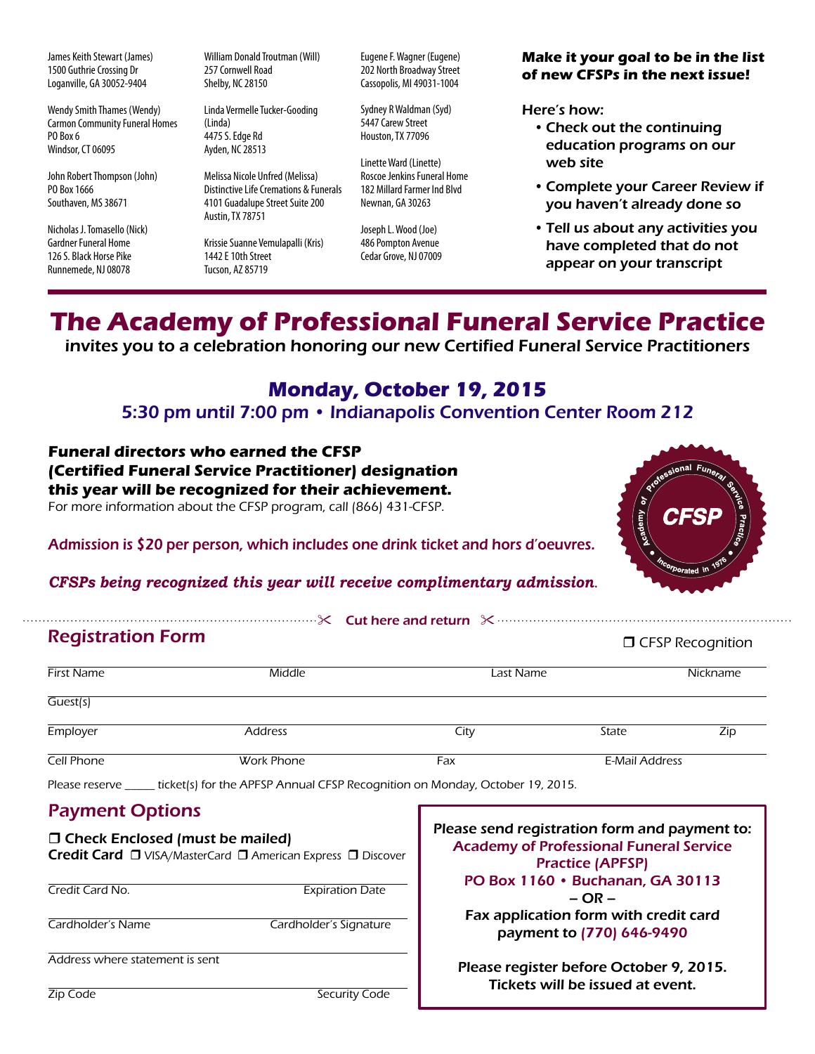James Keith Stewart (James)
1500 Guthrie Crossing Dr
Loganville, GA 30052-9404

Wendy Smith Thames (Wendy)
Carmon Community Funeral Homes
PO Box 6
Windsor, CT 06095

John Robert Thompson (John)
PO Box 1666
Southaven, MS 38671

Nicholas J. Tomasello (Nick)
Gardner Funeral Home
126 S. Black Horse Pike
Runnemede, NJ 08078

William Donald Troutman (Will)
257 Cornwell Road
Shelby, NC 28150

Linda Vermelle Tucker-Gooding (Linda)
4475 S. Edge Rd
Ayden, NC 28513

Melissa Nicole Unfred (Melissa)
Distinctive Life Cremations & Funerals
4101 Guadalupe Street Suite 200
Austin, TX 78751

Krissie Suanne Vemulapalli (Kris)
1442 E 10th Street
Tucson, AZ 85719

Eugene F. Wagner (Eugene)
202 North Broadway Street
Cassopolis, MI 49031-1004

Sydney R Waldman (Syd)
5447 Carew Street
Houston, TX 77096

Linette Ward (Linette)
Roscoe Jenkins Funeral Home
182 Millard Farmer Ind Blvd
Newnan, GA 30263

Joseph L. Wood (Joe)
486 Pompton Avenue
Cedar Grove, NJ 07009

**Make it your goal to be in the list of new CFSPs in the next issue!**

Here's how:

- Check out the continuing education programs on our web site
- Complete your Career Review if you haven't already done so
- Tell us about any activities you have completed that do not appear on your transcript

# The Academy of Professional Funeral Service Practice

invites you to a celebration honoring our new Certified Funeral Service Practitioners

## Monday, October 19, 2015

5:30 pm until 7:00 pm • Indianapolis Convention Center Room 212

**Funeral directors who earned the CFSP (Certified Funeral Service Practitioner) designation this year will be recognized for their achievement.**

For more information about the CFSP program, call (866) 431-CFSP.

Academy of Professional Funeral Service Practice • CFSP • Incorporated in 1976

Admission is $20 per person, which includes one drink ticket and hors d'oeuvres.

***CFSPs being recognized this year will receive complimentary admission.***

✂ Cut here and return ✂

## Registration Form

❒ CFSP Recognition

First Name ________ Middle ________ Last Name ________ Nickname ________

Guest(s) ________

Employer ________ Address ________ City ________ State ________ Zip ________

Cell Phone ________ Work Phone ________ Fax ________ E-Mail Address ________

Please reserve _____ ticket(s) for the APFSP Annual CFSP Recognition on Monday, October 19, 2015.

## Payment Options

❒ **Check Enclosed (must be mailed)**

**Credit Card** ❒ VISA/MasterCard ❒ American Express ❒ Discover

Credit Card No. ________ Expiration Date ________

Cardholder's Name ________ Cardholder's Signature ________

Address where statement is sent ________

Zip Code ________ Security Code ________

**Please send registration form and payment to:**
**Academy of Professional Funeral Service Practice (APFSP)**
**PO Box 1160 • Buchanan, GA 30113**
**– OR –**
**Fax application form with credit card payment to (770) 646-9490**

**Please register before October 9, 2015. Tickets will be issued at event.**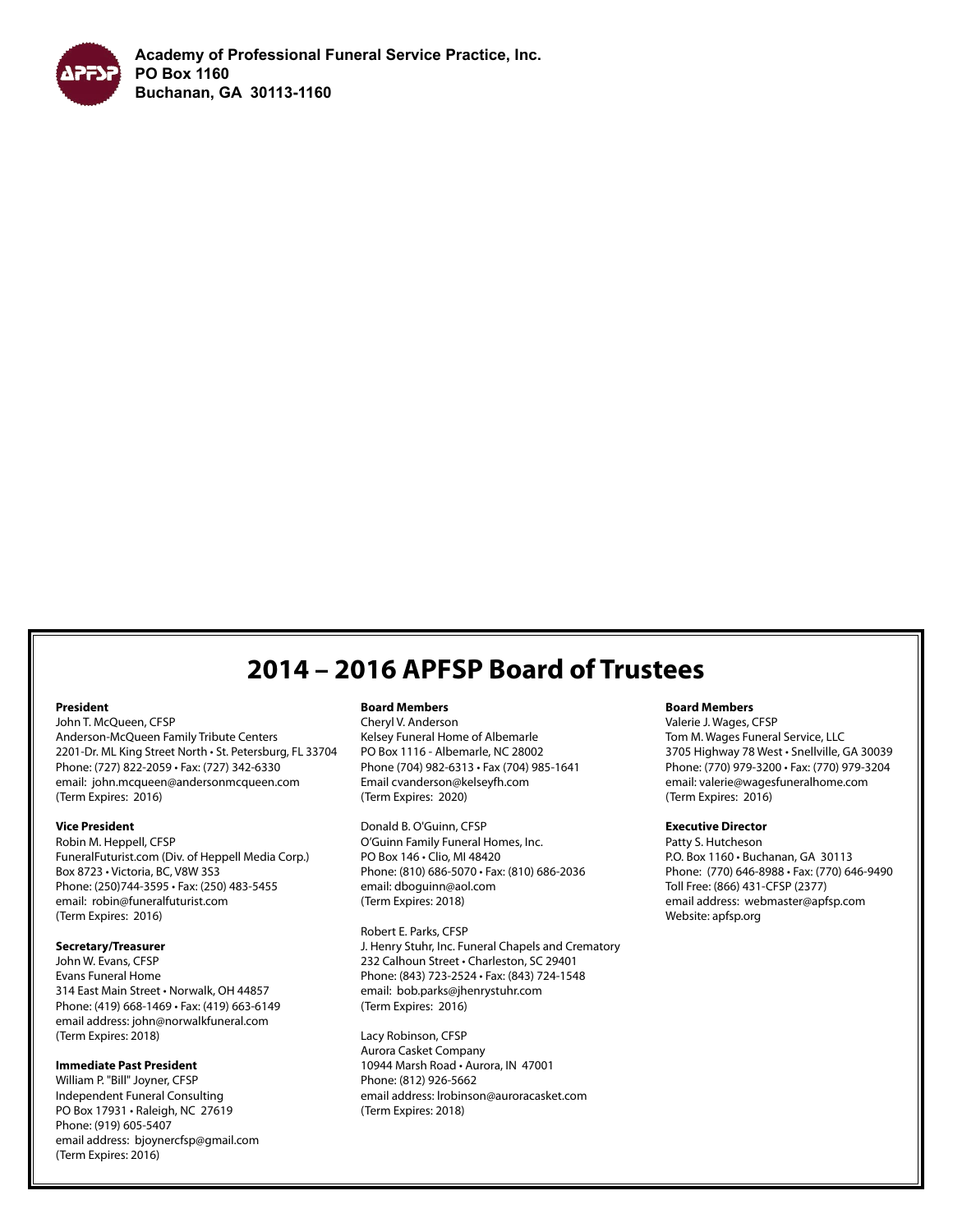**Academy of Professional Funeral Service Practice, Inc.**
**PO Box 1160**
**Buchanan, GA 30113-1160**

## 2014 – 2016 APFSP Board of Trustees

**President**
John T. McQueen, CFSP
Anderson-McQueen Family Tribute Centers
2201-Dr. ML King Street North • St. Petersburg, FL 33704
Phone: (727) 822-2059 • Fax: (727) 342-6330
email: john.mcqueen@andersonmcqueen.com
(Term Expires: 2016)

**Vice President**
Robin M. Heppell, CFSP
FuneralFuturist.com (Div. of Heppell Media Corp.)
Box 8723 • Victoria, BC, V8W 3S3
Phone: (250)744-3595 • Fax: (250) 483-5455
email: robin@funeralfuturist.com
(Term Expires: 2016)

**Secretary/Treasurer**
John W. Evans, CFSP
Evans Funeral Home
314 East Main Street • Norwalk, OH 44857
Phone: (419) 668-1469 • Fax: (419) 663-6149
email address: john@norwalkfuneral.com
(Term Expires: 2018)

**Immediate Past President**
William P. "Bill" Joyner, CFSP
Independent Funeral Consulting
PO Box 17931 • Raleigh, NC 27619
Phone: (919) 605-5407
email address: bjoynercfsp@gmail.com
(Term Expires: 2016)

**Board Members**
Cheryl V. Anderson
Kelsey Funeral Home of Albemarle
PO Box 1116 - Albemarle, NC 28002
Phone (704) 982-6313 • Fax (704) 985-1641
Email cvanderson@kelseyfh.com
(Term Expires: 2020)

Donald B. O'Guinn, CFSP
O'Guinn Family Funeral Homes, Inc.
PO Box 146 • Clio, MI 48420
Phone: (810) 686-5070 • Fax: (810) 686-2036
email: dboguinn@aol.com
(Term Expires: 2018)

Robert E. Parks, CFSP
J. Henry Stuhr, Inc. Funeral Chapels and Crematory
232 Calhoun Street • Charleston, SC 29401
Phone: (843) 723-2524 • Fax: (843) 724-1548
email: bob.parks@jhenrystuhr.com
(Term Expires: 2016)

Lacy Robinson, CFSP
Aurora Casket Company
10944 Marsh Road • Aurora, IN 47001
Phone: (812) 926-5662
email address: lrobinson@auroracasket.com
(Term Expires: 2018)

**Board Members**
Valerie J. Wages, CFSP
Tom M. Wages Funeral Service, LLC
3705 Highway 78 West • Snellville, GA 30039
Phone: (770) 979-3200 • Fax: (770) 979-3204
email: valerie@wagesfuneralhome.com
(Term Expires: 2016)

**Executive Director**
Patty S. Hutcheson
P.O. Box 1160 • Buchanan, GA 30113
Phone: (770) 646-8988 • Fax: (770) 646-9490
Toll Free: (866) 431-CFSP (2377)
email address: webmaster@apfsp.com
Website: apfsp.org